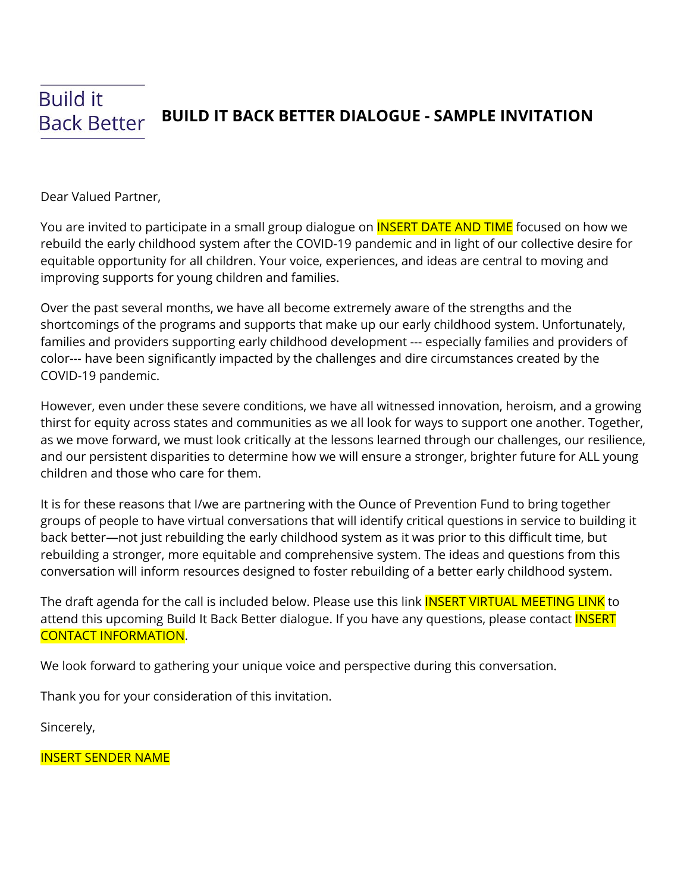Build it Back Better

# BUILD IT BACK BETTER DIALOGUE - SAMPLE INVITATION

Dear Valued Partner,

You are invited to participate in a small group dialogue on INSERT DATE AND TIME focused on how we rebuild the early childhood system after the COVID-19 pandemic and in light of our collective desire for equitable opportunity for all children. Your voice, experiences, and ideas are central to moving and improving supports for young children and families.

Over the past several months, we have all become extremely aware of the strengths and the shortcomings of the programs and supports that make up our early childhood system. Unfortunately, families and providers supporting early childhood development --- especially families and providers of color--- have been significantly impacted by the challenges and dire circumstances created by the COVID-19 pandemic.

However, even under these severe conditions, we have all witnessed innovation, heroism, and a growing thirst for equity across states and communities as we all look for ways to support one another. Together, as we move forward, we must look critically at the lessons learned through our challenges, our resilience, and our persistent disparities to determine how we will ensure a stronger, brighter future for ALL young children and those who care for them.

It is for these reasons that I/we are partnering with the Ounce of Prevention Fund to bring together groups of people to have virtual conversations that will identify critical questions in service to building it back better—not just rebuilding the early childhood system as it was prior to this difficult time, but rebuilding a stronger, more equitable and comprehensive system. The ideas and questions from this conversation will inform resources designed to foster rebuilding of a better early childhood system.

The draft agenda for the call is included below. Please use this link INSERT VIRTUAL MEETING LINK to attend this upcoming Build It Back Better dialogue. If you have any questions, please contact INSERT CONTACT INFORMATION.

We look forward to gathering your unique voice and perspective during this conversation.

Thank you for your consideration of this invitation.

Sincerely,

INSERT SENDER NAME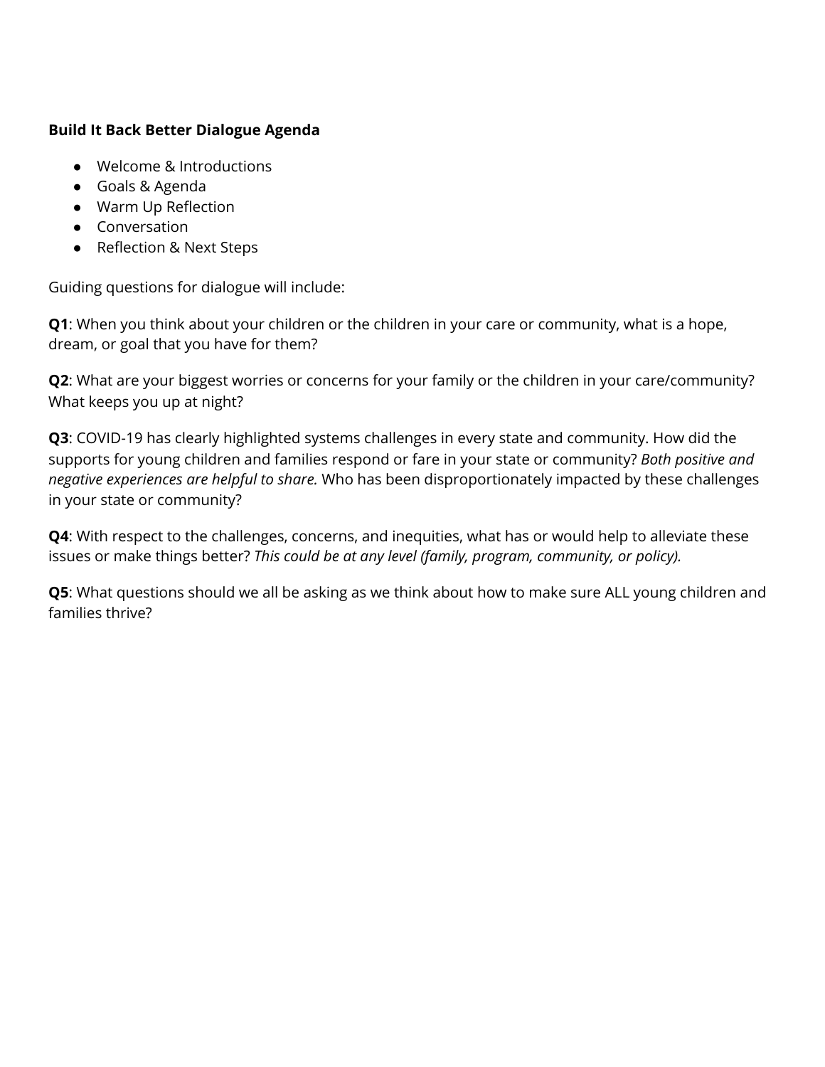**Build It Back Better Dialogue Agenda**

- Welcome & Introductions
- Goals & Agenda
- Warm Up Reflection
- Conversation
- Reflection & Next Steps

Guiding questions for dialogue will include:

**Q1**: When you think about your children or the children in your care or community, what is a hope, dream, or goal that you have for them?

**Q2**: What are your biggest worries or concerns for your family or the children in your care/community? What keeps you up at night?

**Q3**: COVID-19 has clearly highlighted systems challenges in every state and community. How did the supports for young children and families respond or fare in your state or community? *Both positive and negative experiences are helpful to share.* Who has been disproportionately impacted by these challenges in your state or community?

**Q4**: With respect to the challenges, concerns, and inequities, what has or would help to alleviate these issues or make things better? *This could be at any level (family, program, community, or policy).*

**Q5**: What questions should we all be asking as we think about how to make sure ALL young children and families thrive?